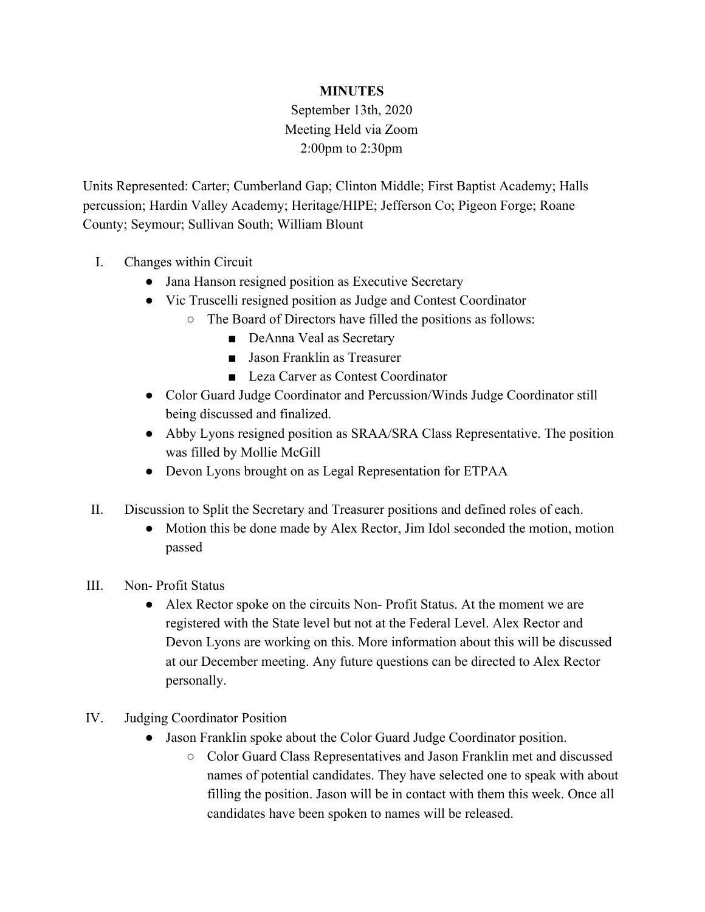**MINUTES**

September 13th, 2020
Meeting Held via Zoom
2:00pm to 2:30pm

Units Represented: Carter; Cumberland Gap; Clinton Middle; First Baptist Academy; Halls percussion; Hardin Valley Academy; Heritage/HIPE; Jefferson Co; Pigeon Forge; Roane County; Seymour; Sullivan South; William Blount

I. Changes within Circuit
   - Jana Hanson resigned position as Executive Secretary
   - Vic Truscelli resigned position as Judge and Contest Coordinator
     - The Board of Directors have filled the positions as follows:
       - DeAnna Veal as Secretary
       - Jason Franklin as Treasurer
       - Leza Carver as Contest Coordinator
   - Color Guard Judge Coordinator and Percussion/Winds Judge Coordinator still being discussed and finalized.
   - Abby Lyons resigned position as SRAA/SRA Class Representative. The position was filled by Mollie McGill
   - Devon Lyons brought on as Legal Representation for ETPAA

II. Discussion to Split the Secretary and Treasurer positions and defined roles of each.
   - Motion this be done made by Alex Rector, Jim Idol seconded the motion, motion passed

III. Non- Profit Status
   - Alex Rector spoke on the circuits Non- Profit Status. At the moment we are registered with the State level but not at the Federal Level. Alex Rector and Devon Lyons are working on this. More information about this will be discussed at our December meeting. Any future questions can be directed to Alex Rector personally.

IV. Judging Coordinator Position
   - Jason Franklin spoke about the Color Guard Judge Coordinator position.
     - Color Guard Class Representatives and Jason Franklin met and discussed names of potential candidates. They have selected one to speak with about filling the position. Jason will be in contact with them this week. Once all candidates have been spoken to names will be released.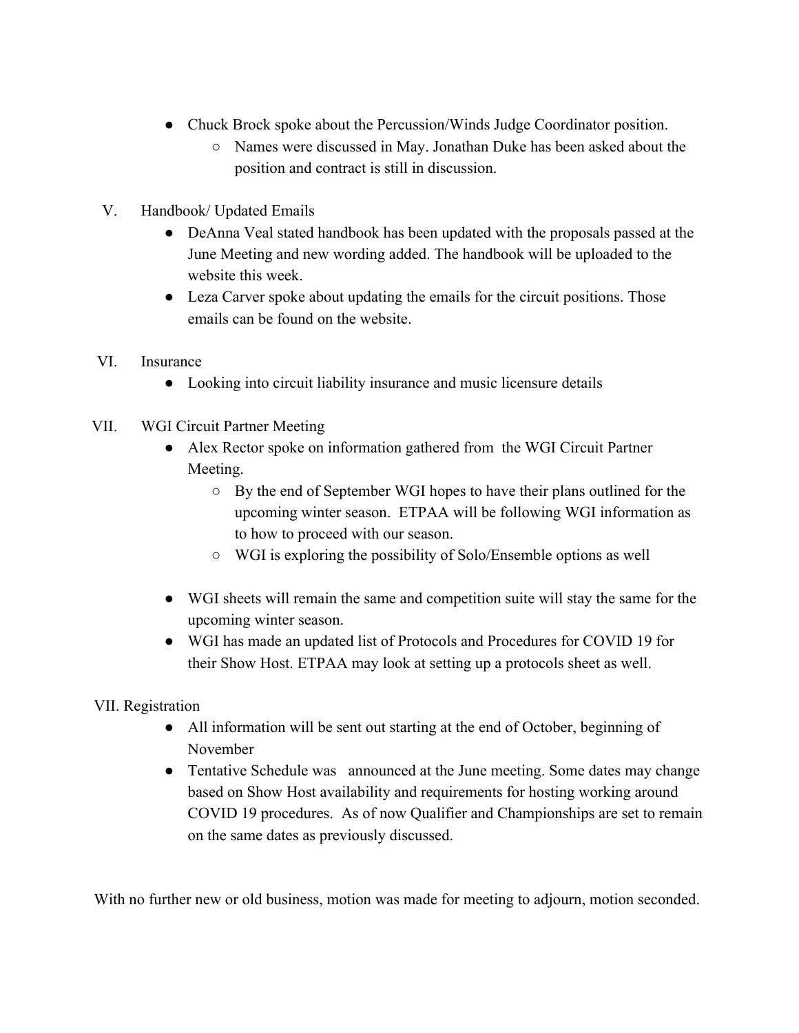- Chuck Brock spoke about the Percussion/Winds Judge Coordinator position.
  - Names were discussed in May. Jonathan Duke has been asked about the position and contract is still in discussion.

V. Handbook/ Updated Emails
- DeAnna Veal stated handbook has been updated with the proposals passed at the June Meeting and new wording added. The handbook will be uploaded to the website this week.
- Leza Carver spoke about updating the emails for the circuit positions. Those emails can be found on the website.

VI. Insurance
- Looking into circuit liability insurance and music licensure details

VII. WGI Circuit Partner Meeting
- Alex Rector spoke on information gathered from the WGI Circuit Partner Meeting.
  - By the end of September WGI hopes to have their plans outlined for the upcoming winter season. ETPAA will be following WGI information as to how to proceed with our season.
  - WGI is exploring the possibility of Solo/Ensemble options as well
- WGI sheets will remain the same and competition suite will stay the same for the upcoming winter season.
- WGI has made an updated list of Protocols and Procedures for COVID 19 for their Show Host. ETPAA may look at setting up a protocols sheet as well.

VII. Registration
- All information will be sent out starting at the end of October, beginning of November
- Tentative Schedule was announced at the June meeting. Some dates may change based on Show Host availability and requirements for hosting working around COVID 19 procedures. As of now Qualifier and Championships are set to remain on the same dates as previously discussed.

With no further new or old business, motion was made for meeting to adjourn, motion seconded.